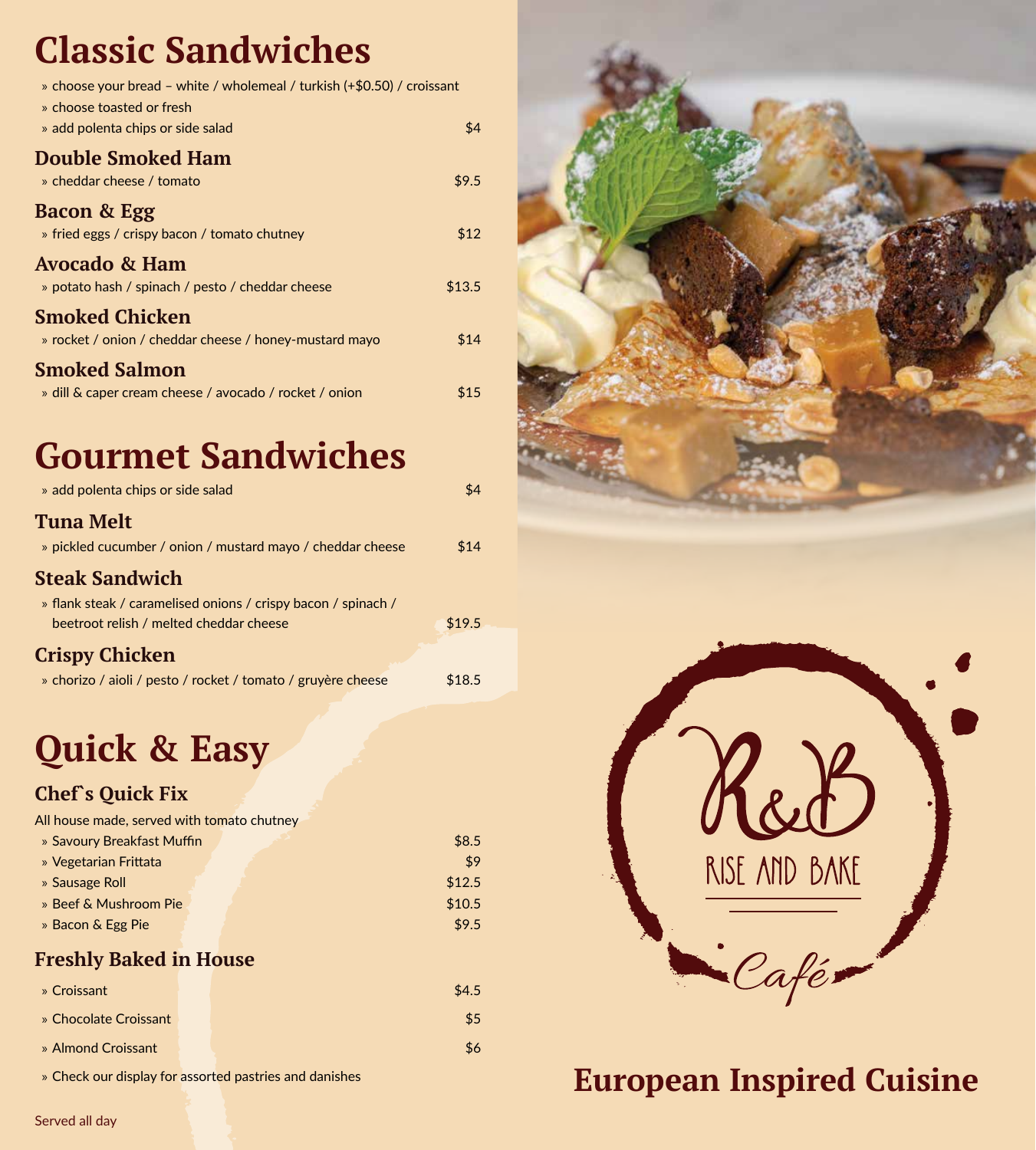# Classic Sandwiches

- » choose your bread – white / wholemeal / turkish (+$0.50) / croissant
- » choose toasted or fresh
- » add polenta chips or side salad — $4

### Double Smoked Ham

» cheddar cheese / tomato — $9.5

### Bacon & Egg

» fried eggs / crispy bacon / tomato chutney — $12

### Avocado & Ham

» potato hash / spinach / pesto / cheddar cheese — $13.5

### Smoked Chicken

» rocket / onion / cheddar cheese / honey-mustard mayo — $14

### Smoked Salmon

» dill & caper cream cheese / avocado / rocket / onion — $15

# Gourmet Sandwiches

» add polenta chips or side salad — $4

### Tuna Melt

» pickled cucumber / onion / mustard mayo / cheddar cheese — $14

### Steak Sandwich

» flank steak / caramelised onions / crispy bacon / spinach / beetroot relish / melted cheddar cheese — $19.5

### Crispy Chicken

» chorizo / aioli / pesto / rocket / tomato / gruyère cheese — $18.5

# Quick & Easy

### Chef`s Quick Fix

All house made, served with tomato chutney

- » Savoury Breakfast Muffin — $8.5
- » Vegetarian Frittata — $9
- » Sausage Roll — $12.5
- » Beef & Mushroom Pie — $10.5
- » Bacon & Egg Pie — $9.5

### Freshly Baked in House

- » Croissant — $4.5
- » Chocolate Croissant — $5
- » Almond Croissant — $6
- » Check our display for assorted pastries and danishes

Served all day

R&B RISE AND BAKE Café

## European Inspired Cuisine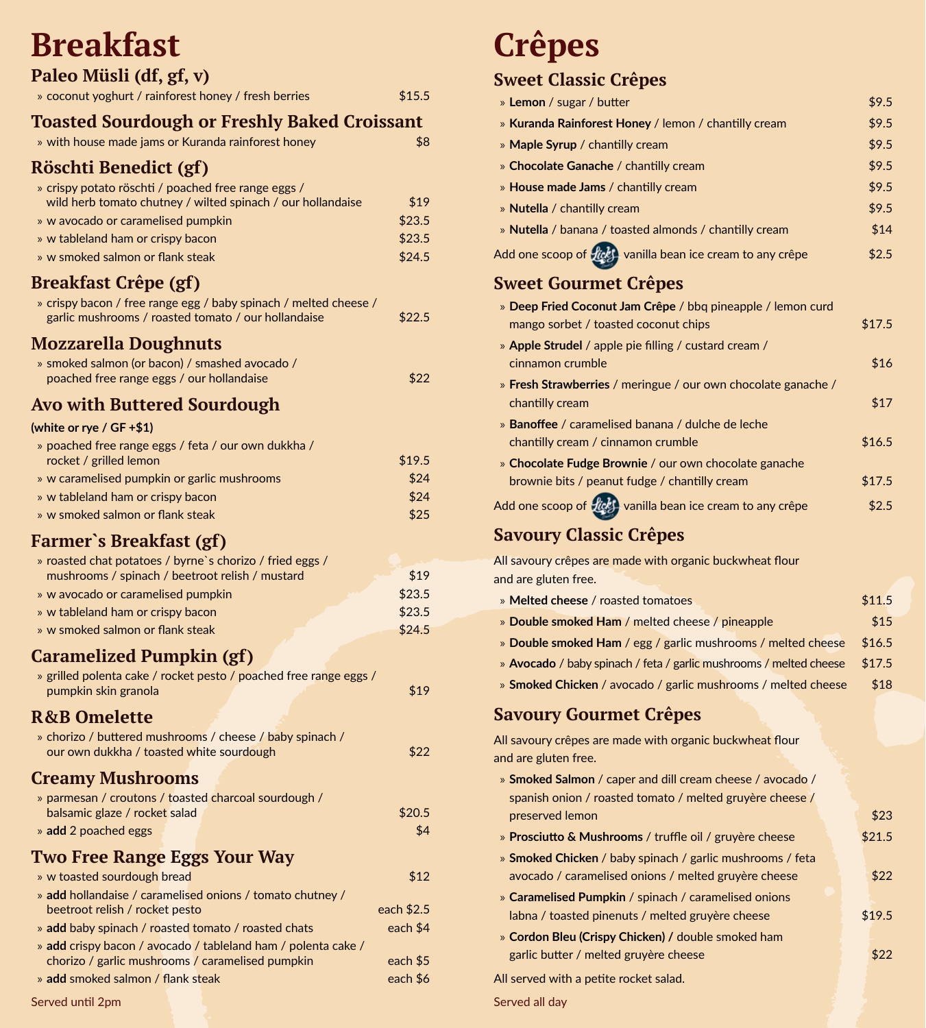# Breakfast

## Paleo Müsli (df, gf, v)

» coconut yoghurt / rainforest honey / fresh berries $15.5

## Toasted Sourdough or Freshly Baked Croissant

» with house made jams or Kuranda rainforest honey $8

## Röschti Benedict (gf)

» crispy potato röschti / poached free range eggs / wild herb tomato chutney / wilted spinach / our hollandaise $19

» w avocado or caramelised pumpkin $23.5

» w tableland ham or crispy bacon $23.5

» w smoked salmon or flank steak $24.5

## Breakfast Crêpe (gf)

» crispy bacon / free range egg / baby spinach / melted cheese / garlic mushrooms / roasted tomato / our hollandaise $22.5

## Mozzarella Doughnuts

» smoked salmon (or bacon) / smashed avocado / poached free range eggs / our hollandaise $22

## Avo with Buttered Sourdough

**(white or rye / GF +$1)**

» poached free range eggs / feta / our own dukkha / rocket / grilled lemon $19.5

» w caramelised pumpkin or garlic mushrooms $24

» w tableland ham or crispy bacon $24

» w smoked salmon or flank steak $25

## Farmer`s Breakfast (gf)

» roasted chat potatoes / byrne`s chorizo / fried eggs / mushrooms / spinach / beetroot relish / mustard $19

» w avocado or caramelised pumpkin $23.5

» w tableland ham or crispy bacon $23.5

» w smoked salmon or flank steak $24.5

## Caramelized Pumpkin (gf)

» grilled polenta cake / rocket pesto / poached free range eggs / pumpkin skin granola $19

## R&B Omelette

» chorizo / buttered mushrooms / cheese / baby spinach / our own dukkha / toasted white sourdough $22

## Creamy Mushrooms

» parmesan / croutons / toasted charcoal sourdough / balsamic glaze / rocket salad $20.5

» **add** 2 poached eggs $4

## Two Free Range Eggs Your Way

» w toasted sourdough bread $12

» **add** hollandaise / caramelised onions / tomato chutney / beetroot relish / rocket pesto each $2.5

» **add** baby spinach / roasted tomato / roasted chats each $4

» **add** crispy bacon / avocado / tableland ham / polenta cake / chorizo / garlic mushrooms / caramelised pumpkin each $5

» **add** smoked salmon / flank steak each $6

Served until 2pm

# Crêpes

## Sweet Classic Crêpes

» **Lemon** / sugar / butter $9.5

» **Kuranda Rainforest Honey** / lemon / chantilly cream $9.5

» **Maple Syrup** / chantilly cream $9.5

» **Chocolate Ganache** / chantilly cream $9.5

» **House made Jams** / chantilly cream $9.5

» **Nutella** / chantilly cream $9.5

» **Nutella** / banana / toasted almonds / chantilly cream $14

Add one scoop of Licks vanilla bean ice cream to any crêpe $2.5

## Sweet Gourmet Crêpes

» **Deep Fried Coconut Jam Crêpe** / bbq pineapple / lemon curd mango sorbet / toasted coconut chips $17.5

» **Apple Strudel** / apple pie filling / custard cream / cinnamon crumble $16

» **Fresh Strawberries** / meringue / our own chocolate ganache / chantilly cream $17

» **Banoffee** / caramelised banana / dulche de leche chantilly cream / cinnamon crumble $16.5

» **Chocolate Fudge Brownie** / our own chocolate ganache brownie bits / peanut fudge / chantilly cream $17.5

Add one scoop of Licks vanilla bean ice cream to any crêpe $2.5

## Savoury Classic Crêpes

All savoury crêpes are made with organic buckwheat flour and are gluten free.

» **Melted cheese** / roasted tomatoes $11.5

» **Double smoked Ham** / melted cheese / pineapple $15

» **Double smoked Ham** / egg / garlic mushrooms / melted cheese $16.5

» **Avocado** / baby spinach / feta / garlic mushrooms / melted cheese $17.5

» **Smoked Chicken** / avocado / garlic mushrooms / melted cheese $18

## Savoury Gourmet Crêpes

All savoury crêpes are made with organic buckwheat flour and are gluten free.

» **Smoked Salmon** / caper and dill cream cheese / avocado / spanish onion / roasted tomato / melted gruyère cheese / preserved lemon $23

» **Prosciutto & Mushrooms** / truffle oil / gruyère cheese $21.5

» **Smoked Chicken** / baby spinach / garlic mushrooms / feta avocado / caramelised onions / melted gruyère cheese $22

» **Caramelised Pumpkin** / spinach / caramelised onions labna / toasted pinenuts / melted gruyère cheese $19.5

» **Cordon Bleu (Crispy Chicken) /** double smoked ham garlic butter / melted gruyère cheese $22

All served with a petite rocket salad.

Served all day